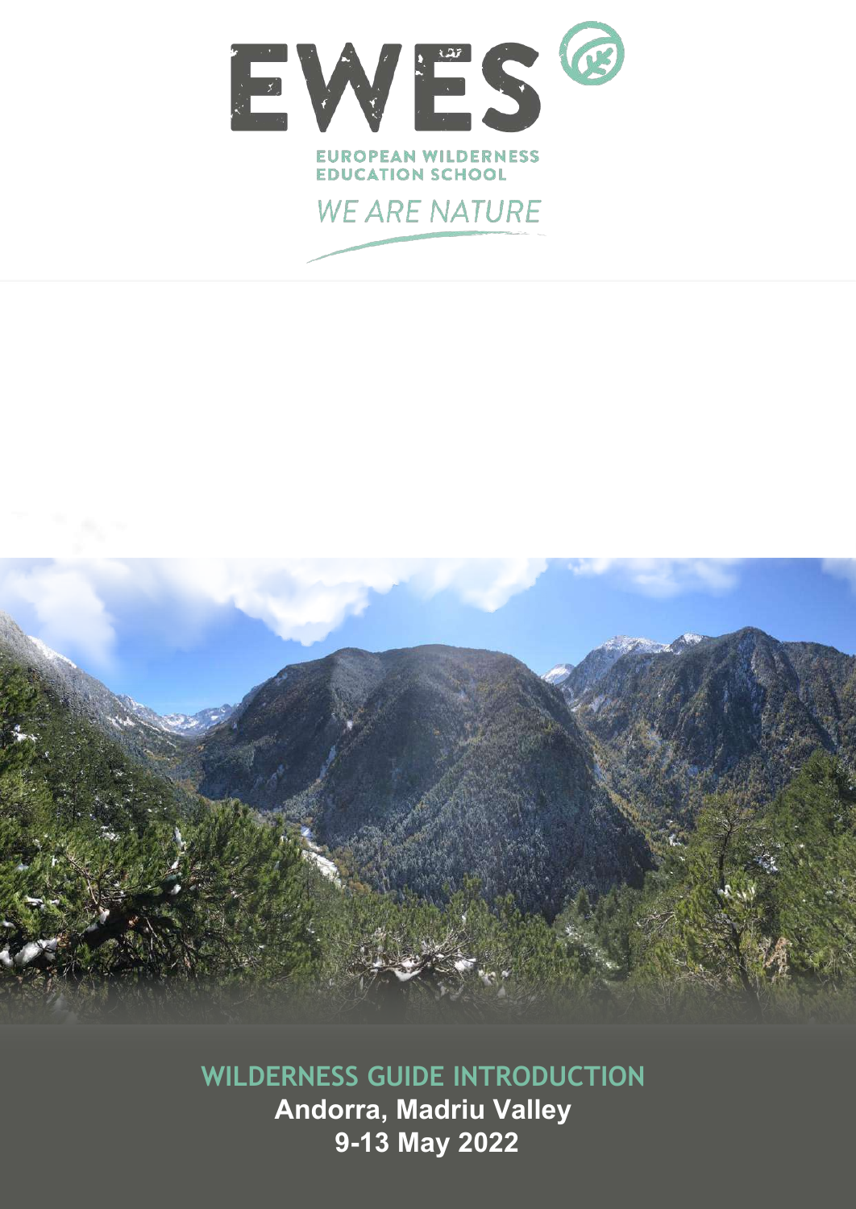# EWES

EUROPEAN WILDERNESS EDUCATION SCHOOL

*WE ARE NATURE*

## WILDERNESS GUIDE INTRODUCTION

**Andorra, Madriu Valley**

**9-13 May 2022**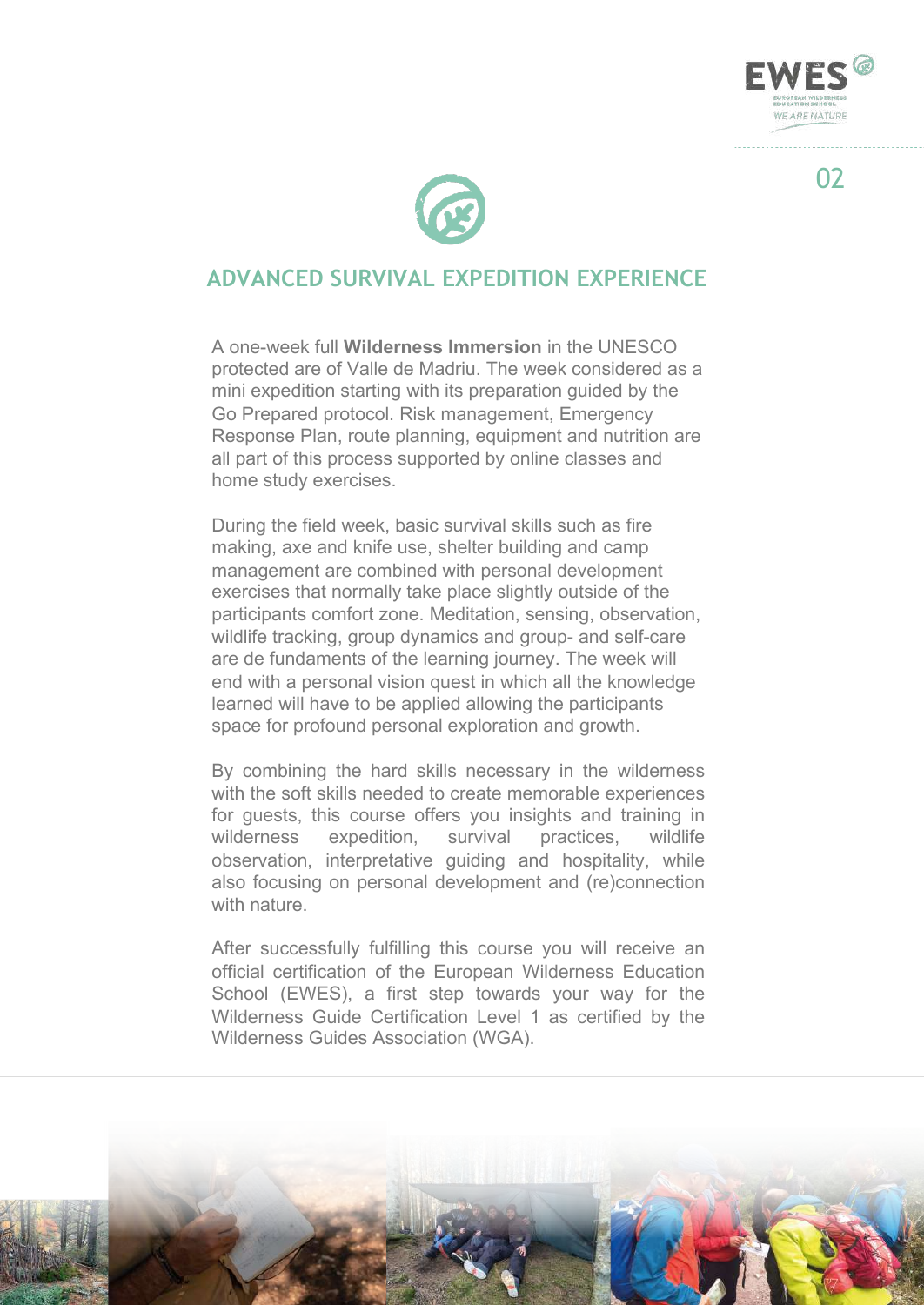## ADVANCED SURVIVAL EXPEDITION EXPERIENCE

A one-week full **Wilderness Immersion** in the UNESCO protected are of Valle de Madriu. The week considered as a mini expedition starting with its preparation guided by the Go Prepared protocol. Risk management, Emergency Response Plan, route planning, equipment and nutrition are all part of this process supported by online classes and home study exercises.

During the field week, basic survival skills such as fire making, axe and knife use, shelter building and camp management are combined with personal development exercises that normally take place slightly outside of the participants comfort zone. Meditation, sensing, observation, wildlife tracking, group dynamics and group- and self-care are de fundaments of the learning journey. The week will end with a personal vision quest in which all the knowledge learned will have to be applied allowing the participants space for profound personal exploration and growth.

By combining the hard skills necessary in the wilderness with the soft skills needed to create memorable experiences for guests, this course offers you insights and training in wilderness expedition, survival practices, wildlife observation, interpretative guiding and hospitality, while also focusing on personal development and (re)connection with nature.

After successfully fulfilling this course you will receive an official certification of the European Wilderness Education School (EWES), a first step towards your way for the Wilderness Guide Certification Level 1 as certified by the Wilderness Guides Association (WGA).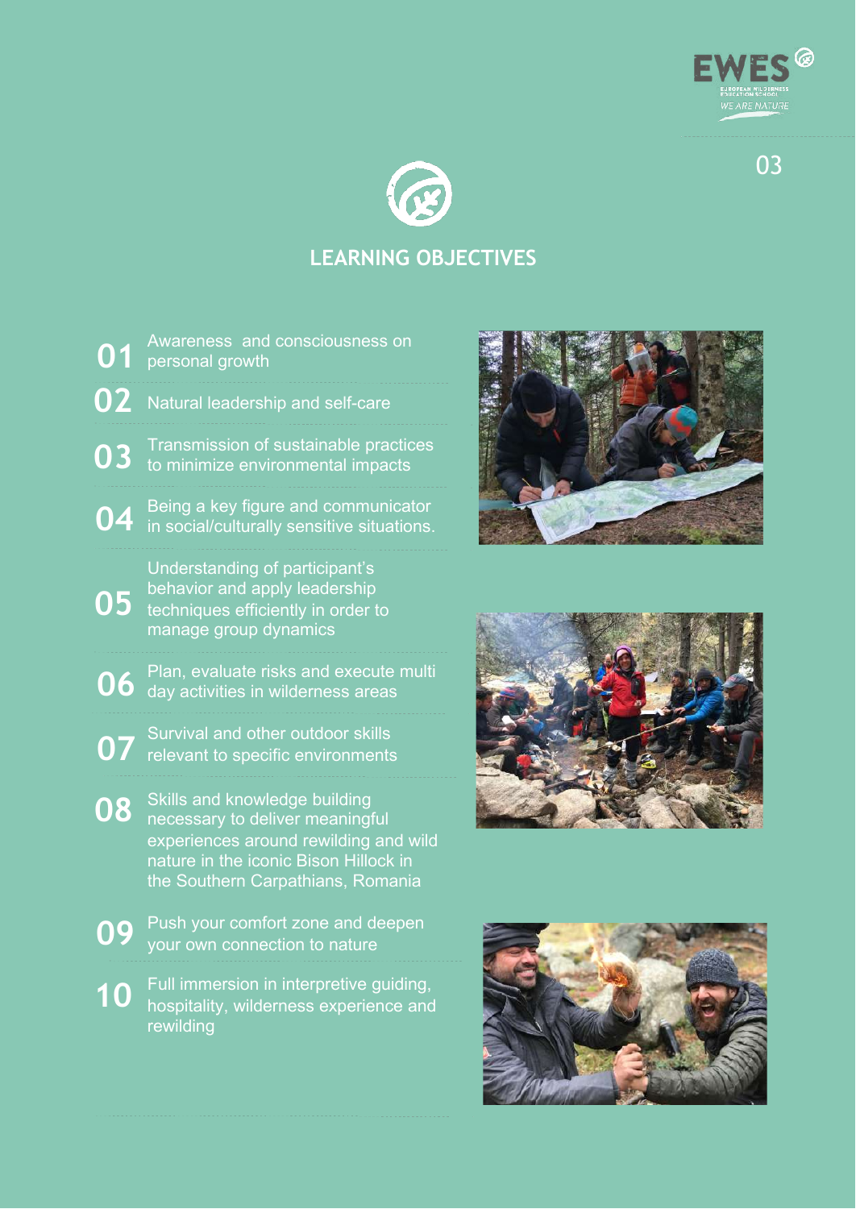## LEARNING OBJECTIVES

01 Awareness and consciousness on personal growth

02 Natural leadership and self-care

03 Transmission of sustainable practices to minimize environmental impacts

04 Being a key figure and communicator in social/culturally sensitive situations.

05 Understanding of participant's behavior and apply leadership techniques efficiently in order to manage group dynamics

06 Plan, evaluate risks and execute multi day activities in wilderness areas

07 Survival and other outdoor skills relevant to specific environments

08 Skills and knowledge building necessary to deliver meaningful experiences around rewilding and wild nature in the iconic Bison Hillock in the Southern Carpathians, Romania

09 Push your comfort zone and deepen your own connection to nature

10 Full immersion in interpretive guiding, hospitality, wilderness experience and rewilding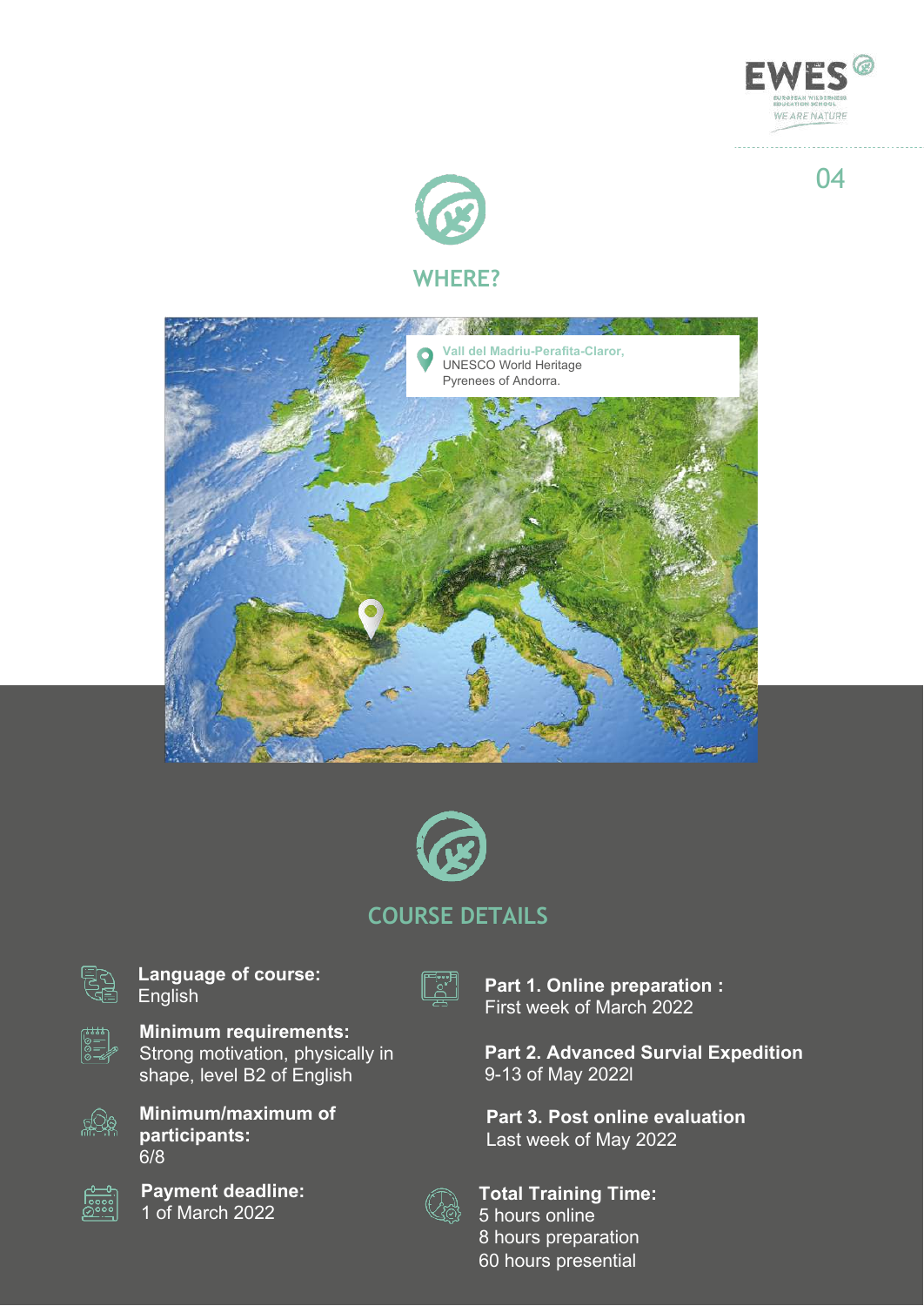## WHERE?

**Vall del Madriu-Perafita-Claror,**
UNESCO World Heritage
Pyrenees of Andorra.

## COURSE DETAILS

**Language of course:**
English

**Minimum requirements:**
Strong motivation, physically in shape, level B2 of English

**Minimum/maximum of participants:**
6/8

**Payment deadline:**
1 of March 2022

**Part 1. Online preparation :**
First week of March 2022

**Part 2. Advanced Survial Expedition**
9-13 of May 2022l

**Part 3. Post online evaluation**
Last week of May 2022

**Total Training Time:**
5 hours online
8 hours preparation
60 hours presential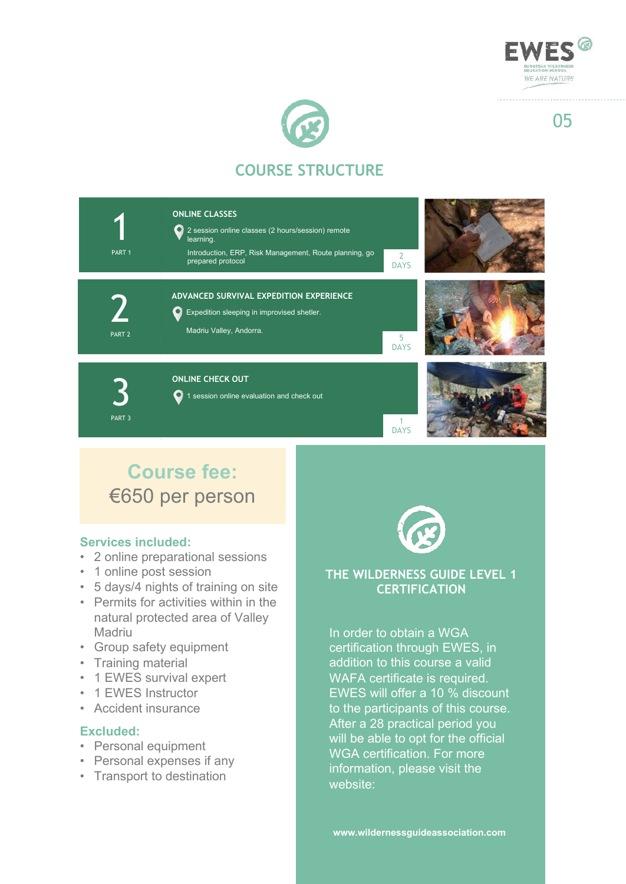## COURSE STRUCTURE

### 1 — PART 1

**ONLINE CLASSES**

- 2 session online classes (2 hours/session) remote learning.

  Introduction, ERP, Risk Management, Route planning, go prepared protocol

2 DAYS

### 2 — PART 2

**ADVANCED SURVIVAL EXPEDITION EXPERIENCE**

- Expedition sleeping in improvised shetler.

  Madriu Valley, Andorra.

5 DAYS

### 3 — PART 3

**ONLINE CHECK OUT**

- 1 session online evaluation and check out

1 DAYS

## Course fee:

€650 per person

**Services included:**

- 2 online preparational sessions
- 1 online post session
- 5 days/4 nights of training on site
- Permits for activities within in the natural protected area of Valley Madriu
- Group safety equipment
- Training material
- 1 EWES survival expert
- 1 EWES Instructor
- Accident insurance

**Excluded:**

- Personal equipment
- Personal expenses if any
- Transport to destination

## THE WILDERNESS GUIDE LEVEL 1 CERTIFICATION

In order to obtain a WGA certification through EWES, in addition to this course a valid WAFA certificate is required. EWES will offer a 10 % discount to the participants of this course. After a 28 practical period you will be able to opt for the official WGA certification. For more information, please visit the website:

**www.wildernessguideassociation.com**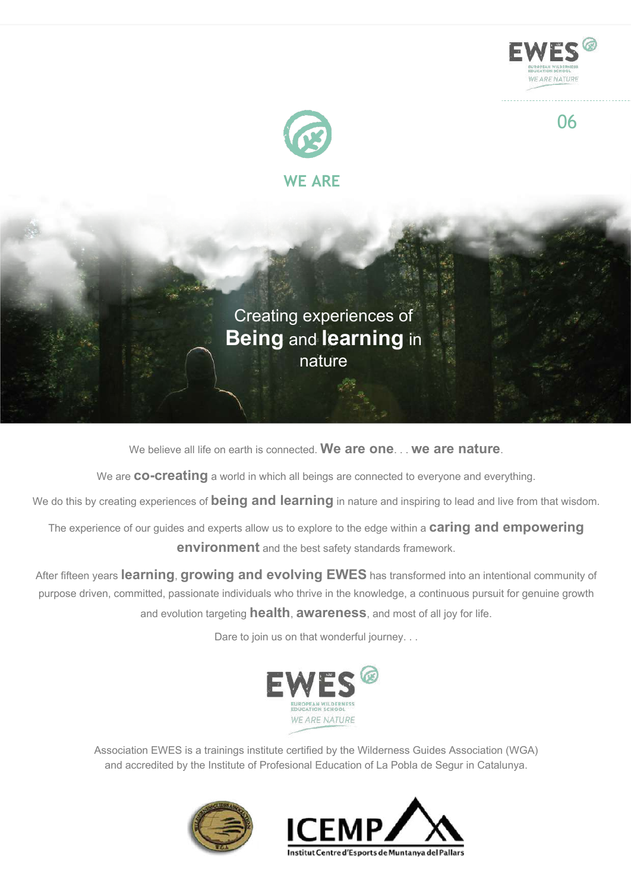# WE ARE

Creating experiences of **Being** and **learning** in nature

We believe all life on earth is connected. **We are one**. . . **we are nature**.

We are **co-creating** a world in which all beings are connected to everyone and everything.

We do this by creating experiences of **being and learning** in nature and inspiring to lead and live from that wisdom.

The experience of our guides and experts allow us to explore to the edge within a **caring and empowering environment** and the best safety standards framework.

After fifteen years **learning**, **growing and evolving EWES** has transformed into an intentional community of purpose driven, committed, passionate individuals who thrive in the knowledge, a continuous pursuit for genuine growth and evolution targeting **health**, **awareness**, and most of all joy for life.

Dare to join us on that wonderful journey. . .

EWES
EUROPEAN WILDERNESS EDUCATION SCHOOL
WE ARE NATURE

Association EWES is a trainings institute certified by the Wilderness Guides Association (WGA) and accredited by the Institute of Profesional Education of La Pobla de Segur in Catalunya.

ICEMP
Institut Centre d'Esports de Muntanya del Pallars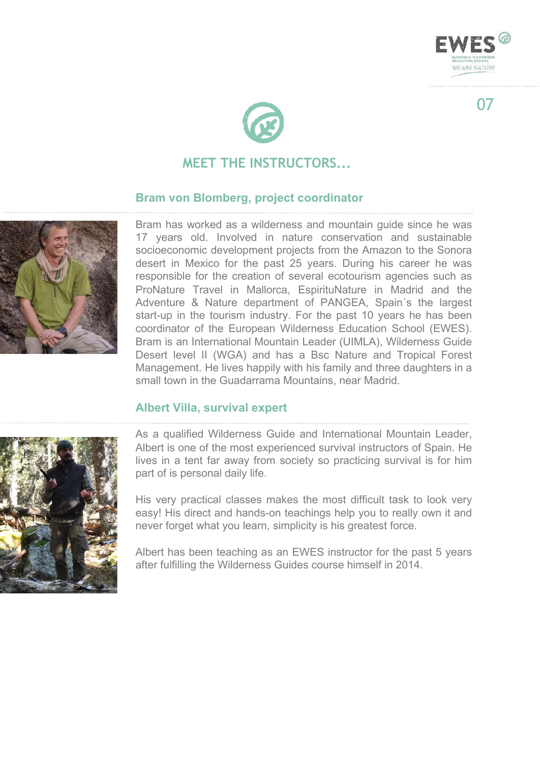## MEET THE INSTRUCTORS...

### Bram von Blomberg, project coordinator

Bram has worked as a wilderness and mountain guide since he was 17 years old. Involved in nature conservation and sustainable socioeconomic development projects from the Amazon to the Sonora desert in Mexico for the past 25 years. During his career he was responsible for the creation of several ecotourism agencies such as ProNature Travel in Mallorca, EspirituNature in Madrid and the Adventure & Nature department of PANGEA, Spain´s the largest start-up in the tourism industry. For the past 10 years he has been coordinator of the European Wilderness Education School (EWES). Bram is an International Mountain Leader (UIMLA), Wilderness Guide Desert level II (WGA) and has a Bsc Nature and Tropical Forest Management. He lives happily with his family and three daughters in a small town in the Guadarrama Mountains, near Madrid.

### Albert Villa, survival expert

As a qualified Wilderness Guide and International Mountain Leader, Albert is one of the most experienced survival instructors of Spain. He lives in a tent far away from society so practicing survival is for him part of is personal daily life.

His very practical classes makes the most difficult task to look very easy! His direct and hands-on teachings help you to really own it and never forget what you learn, simplicity is his greatest force.

Albert has been teaching as an EWES instructor for the past 5 years after fulfilling the Wilderness Guides course himself in 2014.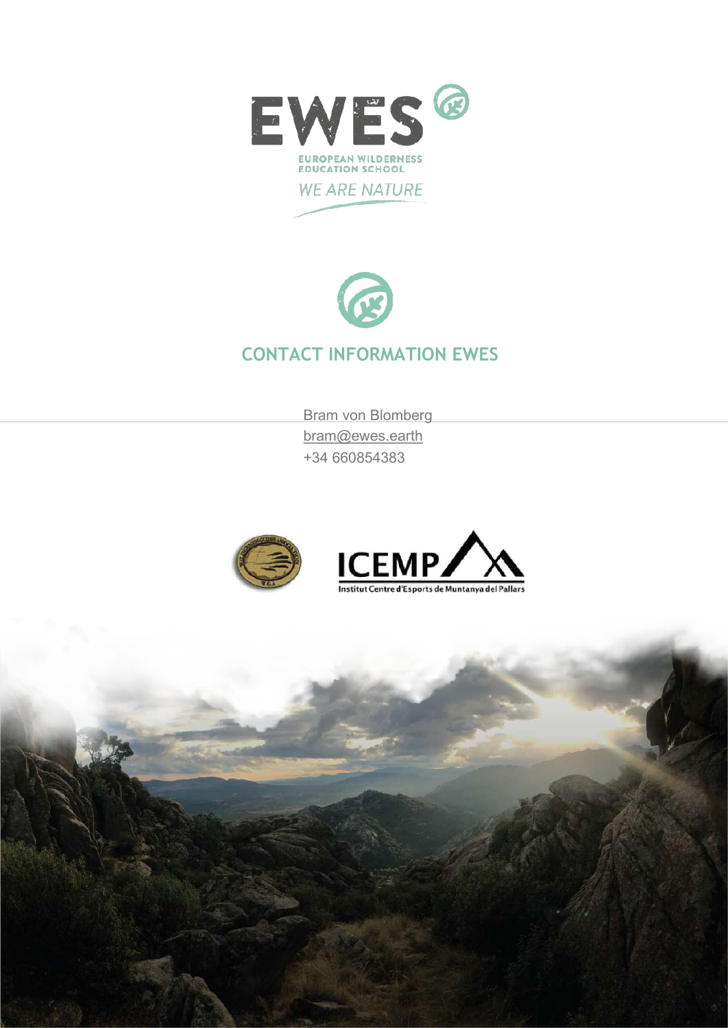EWES

EUROPEAN WILDERNESS EDUCATION SCHOOL

*WE ARE NATURE*

## CONTACT INFORMATION EWES

Bram von Blomberg

bram@ewes.earth

+34 660854383

ICEMP

Institut Centre d'Esports de Muntanya del Pallars